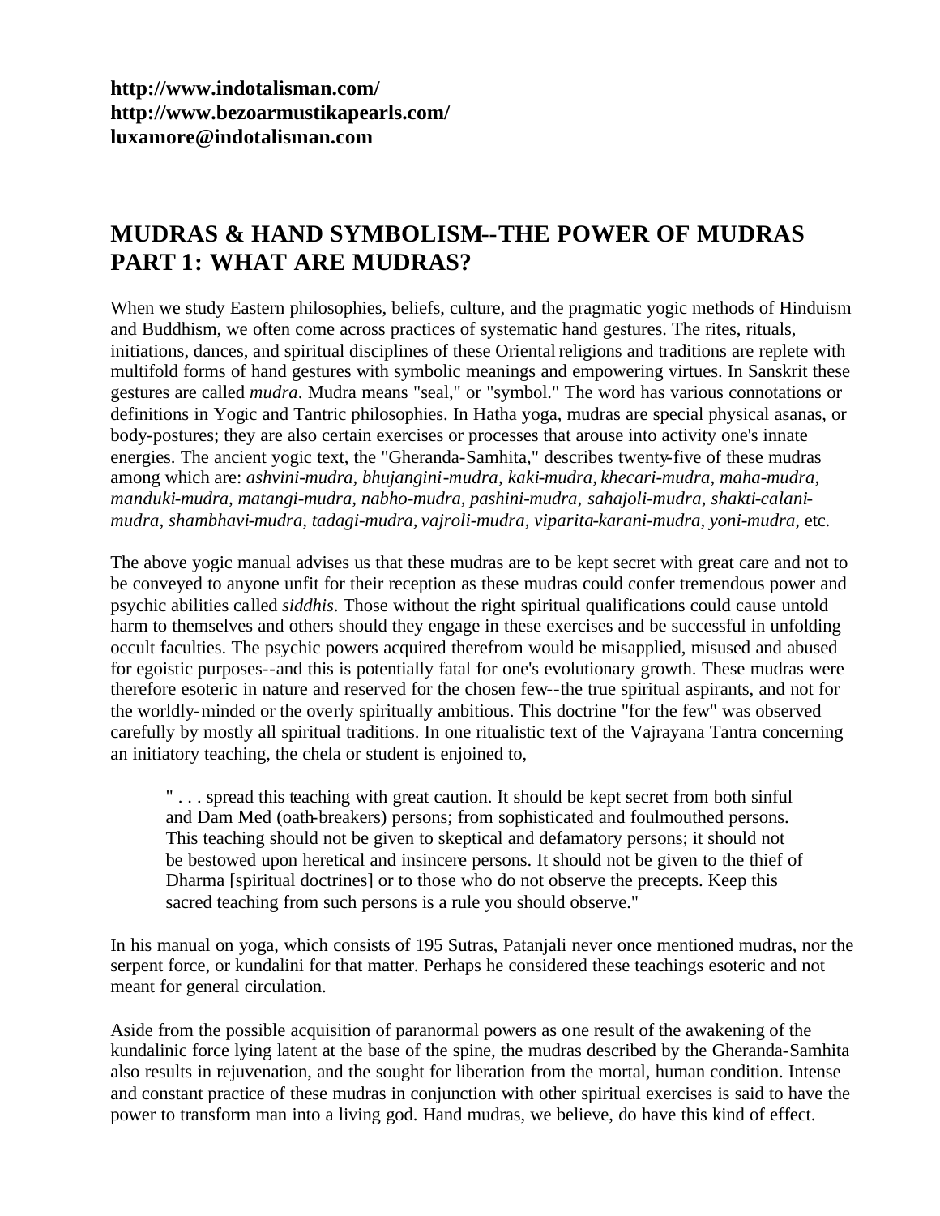**http://www.indotalisman.com/**
**http://www.bezoarmustikapearls.com/**
**luxamore@indotalisman.com**

## MUDRAS & HAND SYMBOLISM--THE POWER OF MUDRAS PART 1: WHAT ARE MUDRAS?

When we study Eastern philosophies, beliefs, culture, and the pragmatic yogic methods of Hinduism and Buddhism, we often come across practices of systematic hand gestures. The rites, rituals, initiations, dances, and spiritual disciplines of these Oriental religions and traditions are replete with multifold forms of hand gestures with symbolic meanings and empowering virtues. In Sanskrit these gestures are called *mudra*. Mudra means "seal," or "symbol." The word has various connotations or definitions in Yogic and Tantric philosophies. In Hatha yoga, mudras are special physical asanas, or body-postures; they are also certain exercises or processes that arouse into activity one's innate energies. The ancient yogic text, the "Gheranda-Samhita," describes twenty-five of these mudras among which are: *ashvini-mudra, bhujangini-mudra, kaki-mudra, khecari-mudra, maha-mudra, manduki-mudra, matangi-mudra, nabho-mudra, pashini-mudra, sahajoli-mudra, shakti-calani-mudra, shambhavi-mudra, tadagi-mudra, vajroli-mudra, viparita-karani-mudra, yoni-mudra,* etc.

The above yogic manual advises us that these mudras are to be kept secret with great care and not to be conveyed to anyone unfit for their reception as these mudras could confer tremendous power and psychic abilities called *siddhis*. Those without the right spiritual qualifications could cause untold harm to themselves and others should they engage in these exercises and be successful in unfolding occult faculties. The psychic powers acquired therefrom would be misapplied, misused and abused for egoistic purposes--and this is potentially fatal for one's evolutionary growth. These mudras were therefore esoteric in nature and reserved for the chosen few--the true spiritual aspirants, and not for the worldly-minded or the overly spiritually ambitious. This doctrine "for the few" was observed carefully by mostly all spiritual traditions. In one ritualistic text of the Vajrayana Tantra concerning an initiatory teaching, the chela or student is enjoined to,

> " . . . spread this teaching with great caution. It should be kept secret from both sinful and Dam Med (oath-breakers) persons; from sophisticated and foulmouthed persons. This teaching should not be given to skeptical and defamatory persons; it should not be bestowed upon heretical and insincere persons. It should not be given to the thief of Dharma [spiritual doctrines] or to those who do not observe the precepts. Keep this sacred teaching from such persons is a rule you should observe."

In his manual on yoga, which consists of 195 Sutras, Patanjali never once mentioned mudras, nor the serpent force, or kundalini for that matter. Perhaps he considered these teachings esoteric and not meant for general circulation.

Aside from the possible acquisition of paranormal powers as one result of the awakening of the kundalinic force lying latent at the base of the spine, the mudras described by the Gheranda-Samhita also results in rejuvenation, and the sought for liberation from the mortal, human condition. Intense and constant practice of these mudras in conjunction with other spiritual exercises is said to have the power to transform man into a living god. Hand mudras, we believe, do have this kind of effect.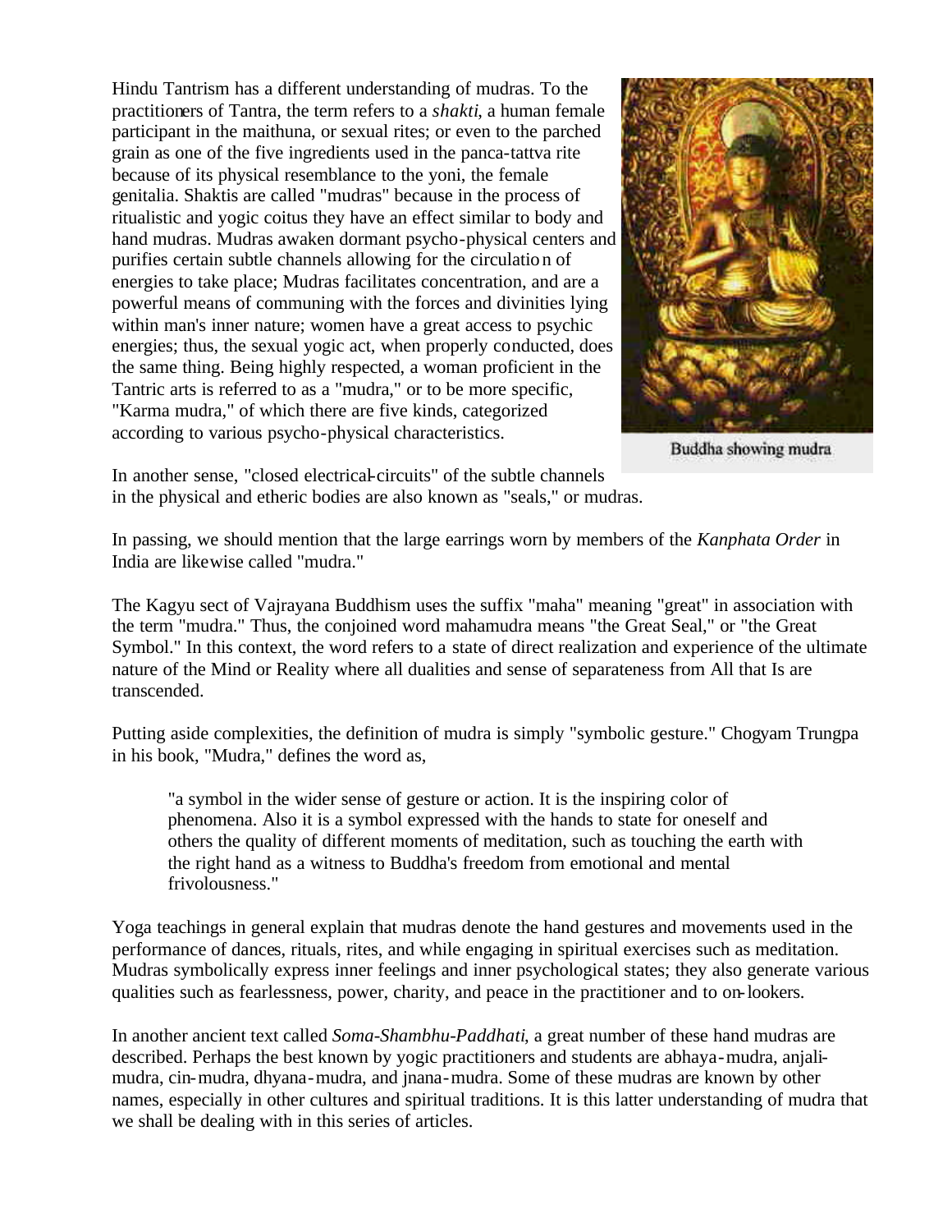Hindu Tantrism has a different understanding of mudras. To the practitioners of Tantra, the term refers to a *shakti*, a human female participant in the maithuna, or sexual rites; or even to the parched grain as one of the five ingredients used in the panca-tattva rite because of its physical resemblance to the yoni, the female genitalia. Shaktis are called "mudras" because in the process of ritualistic and yogic coitus they have an effect similar to body and hand mudras. Mudras awaken dormant psycho-physical centers and purifies certain subtle channels allowing for the circulation of energies to take place; Mudras facilitates concentration, and are a powerful means of communing with the forces and divinities lying within man's inner nature; women have a great access to psychic energies; thus, the sexual yogic act, when properly conducted, does the same thing. Being highly respected, a woman proficient in the Tantric arts is referred to as a "mudra," or to be more specific, "Karma mudra," of which there are five kinds, categorized according to various psycho-physical characteristics.

Buddha showing mudra

In another sense, "closed electrical-circuits" of the subtle channels in the physical and etheric bodies are also known as "seals," or mudras.

In passing, we should mention that the large earrings worn by members of the *Kanphata Order* in India are likewise called "mudra."

The Kagyu sect of Vajrayana Buddhism uses the suffix "maha" meaning "great" in association with the term "mudra." Thus, the conjoined word mahamudra means "the Great Seal," or "the Great Symbol." In this context, the word refers to a state of direct realization and experience of the ultimate nature of the Mind or Reality where all dualities and sense of separateness from All that Is are transcended.

Putting aside complexities, the definition of mudra is simply "symbolic gesture." Chogyam Trungpa in his book, "Mudra," defines the word as,

> "a symbol in the wider sense of gesture or action. It is the inspiring color of phenomena. Also it is a symbol expressed with the hands to state for oneself and others the quality of different moments of meditation, such as touching the earth with the right hand as a witness to Buddha's freedom from emotional and mental frivolousness."

Yoga teachings in general explain that mudras denote the hand gestures and movements used in the performance of dances, rituals, rites, and while engaging in spiritual exercises such as meditation. Mudras symbolically express inner feelings and inner psychological states; they also generate various qualities such as fearlessness, power, charity, and peace in the practitioner and to on-lookers.

In another ancient text called *Soma-Shambhu-Paddhati*, a great number of these hand mudras are described. Perhaps the best known by yogic practitioners and students are abhaya-mudra, anjali-mudra, cin-mudra, dhyana-mudra, and jnana-mudra. Some of these mudras are known by other names, especially in other cultures and spiritual traditions. It is this latter understanding of mudra that we shall be dealing with in this series of articles.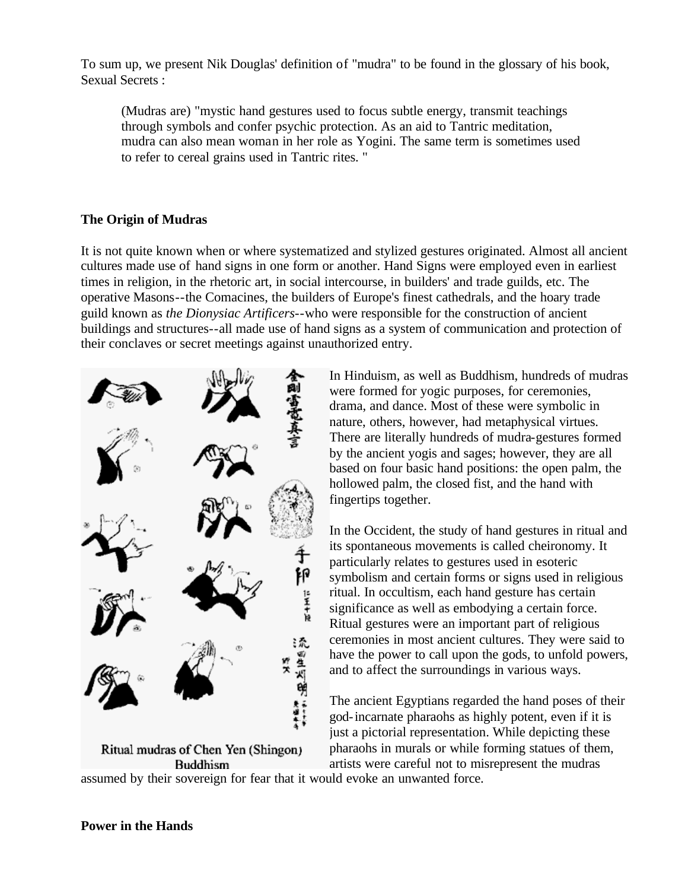To sum up, we present Nik Douglas' definition of "mudra" to be found in the glossary of his book, Sexual Secrets :

> (Mudras are) "mystic hand gestures used to focus subtle energy, transmit teachings through symbols and confer psychic protection. As an aid to Tantric meditation, mudra can also mean woman in her role as Yogini. The same term is sometimes used to refer to cereal grains used in Tantric rites. "

**The Origin of Mudras**

It is not quite known when or where systematized and stylized gestures originated. Almost all ancient cultures made use of hand signs in one form or another. Hand Signs were employed even in earliest times in religion, in the rhetoric art, in social intercourse, in builders' and trade guilds, etc. The operative Masons--the Comacines, the builders of Europe's finest cathedrals, and the hoary trade guild known as *the Dionysiac Artificers*--who were responsible for the construction of ancient buildings and structures--all made use of hand signs as a system of communication and protection of their conclaves or secret meetings against unauthorized entry.

Ritual mudras of Chen Yen (Shingon) Buddhism

In Hinduism, as well as Buddhism, hundreds of mudras were formed for yogic purposes, for ceremonies, drama, and dance. Most of these were symbolic in nature, others, however, had metaphysical virtues. There are literally hundreds of mudra-gestures formed by the ancient yogis and sages; however, they are all based on four basic hand positions: the open palm, the hollowed palm, the closed fist, and the hand with fingertips together.

In the Occident, the study of hand gestures in ritual and its spontaneous movements is called cheironomy. It particularly relates to gestures used in esoteric symbolism and certain forms or signs used in religious ritual. In occultism, each hand gesture has certain significance as well as embodying a certain force. Ritual gestures were an important part of religious ceremonies in most ancient cultures. They were said to have the power to call upon the gods, to unfold powers, and to affect the surroundings in various ways.

The ancient Egyptians regarded the hand poses of their god-incarnate pharaohs as highly potent, even if it is just a pictorial representation. While depicting these pharaohs in murals or while forming statues of them, artists were careful not to misrepresent the mudras assumed by their sovereign for fear that it would evoke an unwanted force.

**Power in the Hands**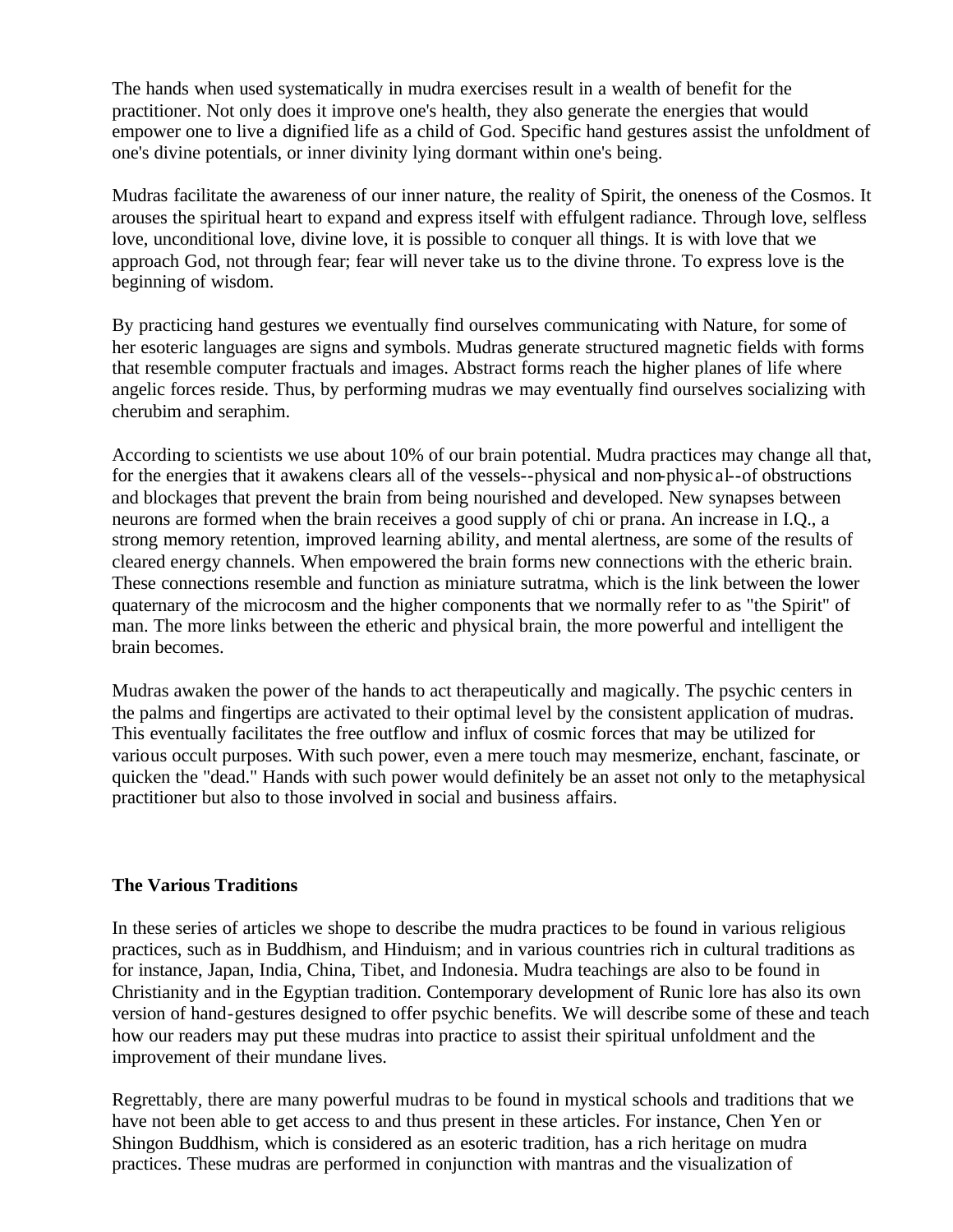The hands when used systematically in mudra exercises result in a wealth of benefit for the practitioner. Not only does it improve one's health, they also generate the energies that would empower one to live a dignified life as a child of God. Specific hand gestures assist the unfoldment of one's divine potentials, or inner divinity lying dormant within one's being.

Mudras facilitate the awareness of our inner nature, the reality of Spirit, the oneness of the Cosmos. It arouses the spiritual heart to expand and express itself with effulgent radiance. Through love, selfless love, unconditional love, divine love, it is possible to conquer all things. It is with love that we approach God, not through fear; fear will never take us to the divine throne. To express love is the beginning of wisdom.

By practicing hand gestures we eventually find ourselves communicating with Nature, for some of her esoteric languages are signs and symbols. Mudras generate structured magnetic fields with forms that resemble computer fractuals and images. Abstract forms reach the higher planes of life where angelic forces reside. Thus, by performing mudras we may eventually find ourselves socializing with cherubim and seraphim.

According to scientists we use about 10% of our brain potential. Mudra practices may change all that, for the energies that it awakens clears all of the vessels--physical and non-physical--of obstructions and blockages that prevent the brain from being nourished and developed. New synapses between neurons are formed when the brain receives a good supply of chi or prana. An increase in I.Q., a strong memory retention, improved learning ability, and mental alertness, are some of the results of cleared energy channels. When empowered the brain forms new connections with the etheric brain. These connections resemble and function as miniature sutratma, which is the link between the lower quaternary of the microcosm and the higher components that we normally refer to as "the Spirit" of man. The more links between the etheric and physical brain, the more powerful and intelligent the brain becomes.

Mudras awaken the power of the hands to act therapeutically and magically. The psychic centers in the palms and fingertips are activated to their optimal level by the consistent application of mudras. This eventually facilitates the free outflow and influx of cosmic forces that may be utilized for various occult purposes. With such power, even a mere touch may mesmerize, enchant, fascinate, or quicken the "dead." Hands with such power would definitely be an asset not only to the metaphysical practitioner but also to those involved in social and business affairs.

**The Various Traditions**

In these series of articles we shope to describe the mudra practices to be found in various religious practices, such as in Buddhism, and Hinduism; and in various countries rich in cultural traditions as for instance, Japan, India, China, Tibet, and Indonesia. Mudra teachings are also to be found in Christianity and in the Egyptian tradition. Contemporary development of Runic lore has also its own version of hand-gestures designed to offer psychic benefits. We will describe some of these and teach how our readers may put these mudras into practice to assist their spiritual unfoldment and the improvement of their mundane lives.

Regrettably, there are many powerful mudras to be found in mystical schools and traditions that we have not been able to get access to and thus present in these articles. For instance, Chen Yen or Shingon Buddhism, which is considered as an esoteric tradition, has a rich heritage on mudra practices. These mudras are performed in conjunction with mantras and the visualization of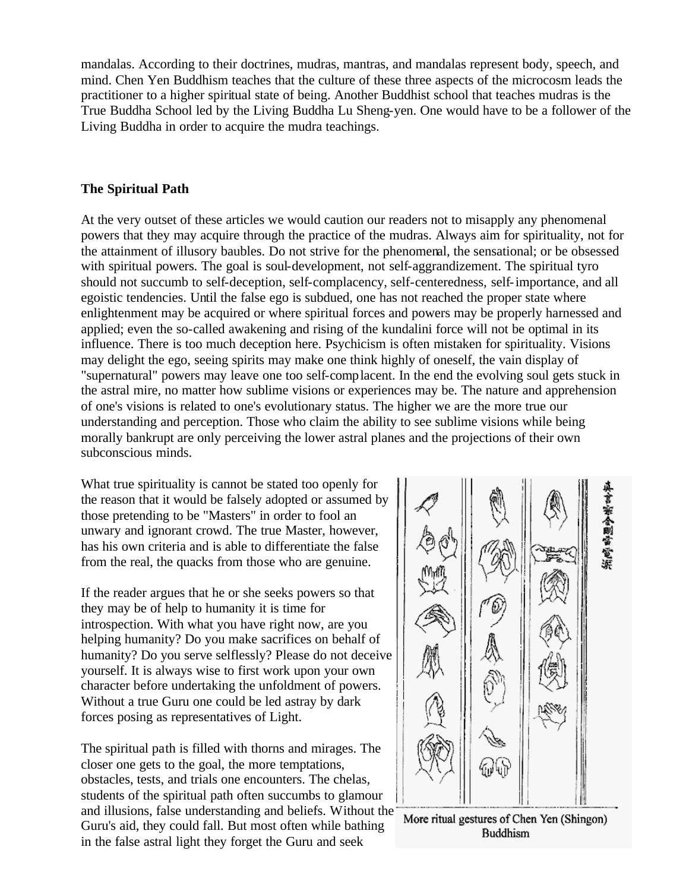mandalas. According to their doctrines, mudras, mantras, and mandalas represent body, speech, and mind. Chen Yen Buddhism teaches that the culture of these three aspects of the microcosm leads the practitioner to a higher spiritual state of being. Another Buddhist school that teaches mudras is the True Buddha School led by the Living Buddha Lu Sheng-yen. One would have to be a follower of the Living Buddha in order to acquire the mudra teachings.

### The Spiritual Path

At the very outset of these articles we would caution our readers not to misapply any phenomenal powers that they may acquire through the practice of the mudras. Always aim for spirituality, not for the attainment of illusory baubles. Do not strive for the phenomenal, the sensational; or be obsessed with spiritual powers. The goal is soul-development, not self-aggrandizement. The spiritual tyro should not succumb to self-deception, self-complacency, self-centeredness, self-importance, and all egoistic tendencies. Until the false ego is subdued, one has not reached the proper state where enlightenment may be acquired or where spiritual forces and powers may be properly harnessed and applied; even the so-called awakening and rising of the kundalini force will not be optimal in its influence. There is too much deception here. Psychicism is often mistaken for spirituality. Visions may delight the ego, seeing spirits may make one think highly of oneself, the vain display of "supernatural" powers may leave one too self-complacent. In the end the evolving soul gets stuck in the astral mire, no matter how sublime visions or experiences may be. The nature and apprehension of one's visions is related to one's evolutionary status. The higher we are the more true our understanding and perception. Those who claim the ability to see sublime visions while being morally bankrupt are only perceiving the lower astral planes and the projections of their own subconscious minds.

What true spirituality is cannot be stated too openly for the reason that it would be falsely adopted or assumed by those pretending to be "Masters" in order to fool an unwary and ignorant crowd. The true Master, however, has his own criteria and is able to differentiate the false from the real, the quacks from those who are genuine.

If the reader argues that he or she seeks powers so that they may be of help to humanity it is time for introspection. With what you have right now, are you helping humanity? Do you make sacrifices on behalf of humanity? Do you serve selflessly? Please do not deceive yourself. It is always wise to first work upon your own character before undertaking the unfoldment of powers. Without a true Guru one could be led astray by dark forces posing as representatives of Light.

The spiritual path is filled with thorns and mirages. The closer one gets to the goal, the more temptations, obstacles, tests, and trials one encounters. The chelas, students of the spiritual path often succumbs to glamour and illusions, false understanding and beliefs. Without the Guru's aid, they could fall. But most often while bathing in the false astral light they forget the Guru and seek

More ritual gestures of Chen Yen (Shingon) Buddhism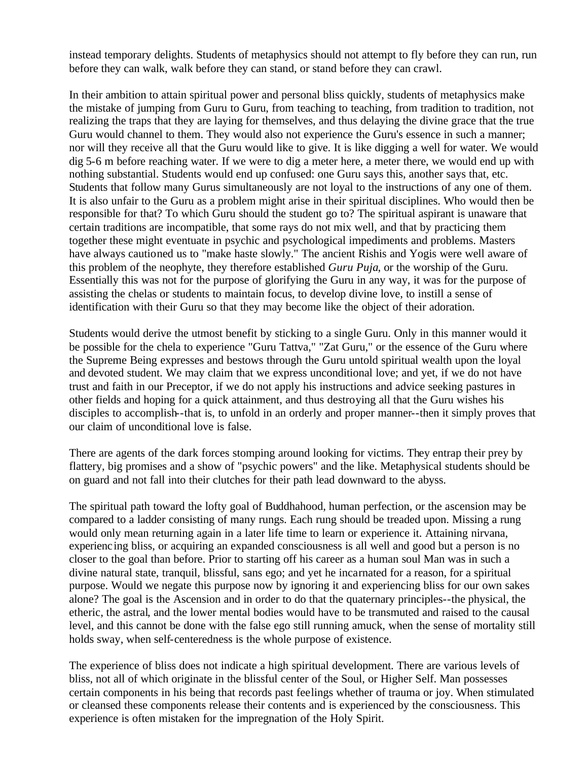instead temporary delights. Students of metaphysics should not attempt to fly before they can run, run before they can walk, walk before they can stand, or stand before they can crawl.

In their ambition to attain spiritual power and personal bliss quickly, students of metaphysics make the mistake of jumping from Guru to Guru, from teaching to teaching, from tradition to tradition, not realizing the traps that they are laying for themselves, and thus delaying the divine grace that the true Guru would channel to them. They would also not experience the Guru's essence in such a manner; nor will they receive all that the Guru would like to give. It is like digging a well for water. We would dig 5-6 m before reaching water. If we were to dig a meter here, a meter there, we would end up with nothing substantial. Students would end up confused: one Guru says this, another says that, etc. Students that follow many Gurus simultaneously are not loyal to the instructions of any one of them. It is also unfair to the Guru as a problem might arise in their spiritual disciplines. Who would then be responsible for that? To which Guru should the student go to? The spiritual aspirant is unaware that certain traditions are incompatible, that some rays do not mix well, and that by practicing them together these might eventuate in psychic and psychological impediments and problems. Masters have always cautioned us to "make haste slowly." The ancient Rishis and Yogis were well aware of this problem of the neophyte, they therefore established *Guru Puja*, or the worship of the Guru. Essentially this was not for the purpose of glorifying the Guru in any way, it was for the purpose of assisting the chelas or students to maintain focus, to develop divine love, to instill a sense of identification with their Guru so that they may become like the object of their adoration.

Students would derive the utmost benefit by sticking to a single Guru. Only in this manner would it be possible for the chela to experience "Guru Tattva," "Zat Guru," or the essence of the Guru where the Supreme Being expresses and bestows through the Guru untold spiritual wealth upon the loyal and devoted student. We may claim that we express unconditional love; and yet, if we do not have trust and faith in our Preceptor, if we do not apply his instructions and advice seeking pastures in other fields and hoping for a quick attainment, and thus destroying all that the Guru wishes his disciples to accomplish--that is, to unfold in an orderly and proper manner--then it simply proves that our claim of unconditional love is false.

There are agents of the dark forces stomping around looking for victims. They entrap their prey by flattery, big promises and a show of "psychic powers" and the like. Metaphysical students should be on guard and not fall into their clutches for their path lead downward to the abyss.

The spiritual path toward the lofty goal of Buddhahood, human perfection, or the ascension may be compared to a ladder consisting of many rungs. Each rung should be treaded upon. Missing a rung would only mean returning again in a later life time to learn or experience it. Attaining nirvana, experiencing bliss, or acquiring an expanded consciousness is all well and good but a person is no closer to the goal than before. Prior to starting off his career as a human soul Man was in such a divine natural state, tranquil, blissful, sans ego; and yet he incarnated for a reason, for a spiritual purpose. Would we negate this purpose now by ignoring it and experiencing bliss for our own sakes alone? The goal is the Ascension and in order to do that the quaternary principles--the physical, the etheric, the astral, and the lower mental bodies would have to be transmuted and raised to the causal level, and this cannot be done with the false ego still running amuck, when the sense of mortality still holds sway, when self-centeredness is the whole purpose of existence.

The experience of bliss does not indicate a high spiritual development. There are various levels of bliss, not all of which originate in the blissful center of the Soul, or Higher Self. Man possesses certain components in his being that records past feelings whether of trauma or joy. When stimulated or cleansed these components release their contents and is experienced by the consciousness. This experience is often mistaken for the impregnation of the Holy Spirit.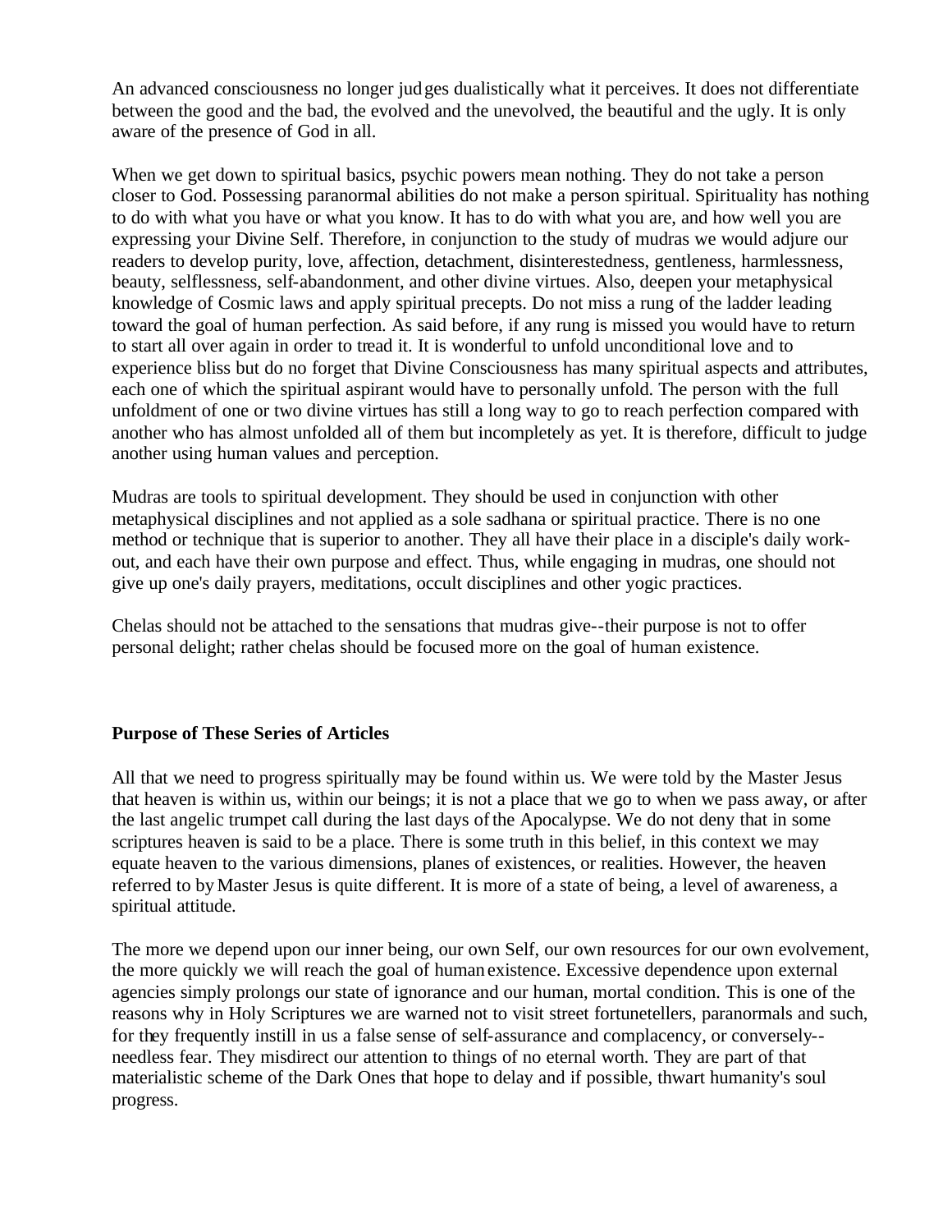An advanced consciousness no longer judges dualistically what it perceives. It does not differentiate between the good and the bad, the evolved and the unevolved, the beautiful and the ugly. It is only aware of the presence of God in all.

When we get down to spiritual basics, psychic powers mean nothing. They do not take a person closer to God. Possessing paranormal abilities do not make a person spiritual. Spirituality has nothing to do with what you have or what you know. It has to do with what you are, and how well you are expressing your Divine Self. Therefore, in conjunction to the study of mudras we would adjure our readers to develop purity, love, affection, detachment, disinterestedness, gentleness, harmlessness, beauty, selflessness, self-abandonment, and other divine virtues. Also, deepen your metaphysical knowledge of Cosmic laws and apply spiritual precepts. Do not miss a rung of the ladder leading toward the goal of human perfection. As said before, if any rung is missed you would have to return to start all over again in order to tread it. It is wonderful to unfold unconditional love and to experience bliss but do no forget that Divine Consciousness has many spiritual aspects and attributes, each one of which the spiritual aspirant would have to personally unfold. The person with the full unfoldment of one or two divine virtues has still a long way to go to reach perfection compared with another who has almost unfolded all of them but incompletely as yet. It is therefore, difficult to judge another using human values and perception.

Mudras are tools to spiritual development. They should be used in conjunction with other metaphysical disciplines and not applied as a sole sadhana or spiritual practice. There is no one method or technique that is superior to another. They all have their place in a disciple's daily work-out, and each have their own purpose and effect. Thus, while engaging in mudras, one should not give up one's daily prayers, meditations, occult disciplines and other yogic practices.

Chelas should not be attached to the sensations that mudras give--their purpose is not to offer personal delight; rather chelas should be focused more on the goal of human existence.

**Purpose of These Series of Articles**

All that we need to progress spiritually may be found within us. We were told by the Master Jesus that heaven is within us, within our beings; it is not a place that we go to when we pass away, or after the last angelic trumpet call during the last days of the Apocalypse. We do not deny that in some scriptures heaven is said to be a place. There is some truth in this belief, in this context we may equate heaven to the various dimensions, planes of existences, or realities. However, the heaven referred to by Master Jesus is quite different. It is more of a state of being, a level of awareness, a spiritual attitude.

The more we depend upon our inner being, our own Self, our own resources for our own evolvement, the more quickly we will reach the goal of human existence. Excessive dependence upon external agencies simply prolongs our state of ignorance and our human, mortal condition. This is one of the reasons why in Holy Scriptures we are warned not to visit street fortunetellers, paranormals and such, for they frequently instill in us a false sense of self-assurance and complacency, or conversely--needless fear. They misdirect our attention to things of no eternal worth. They are part of that materialistic scheme of the Dark Ones that hope to delay and if possible, thwart humanity's soul progress.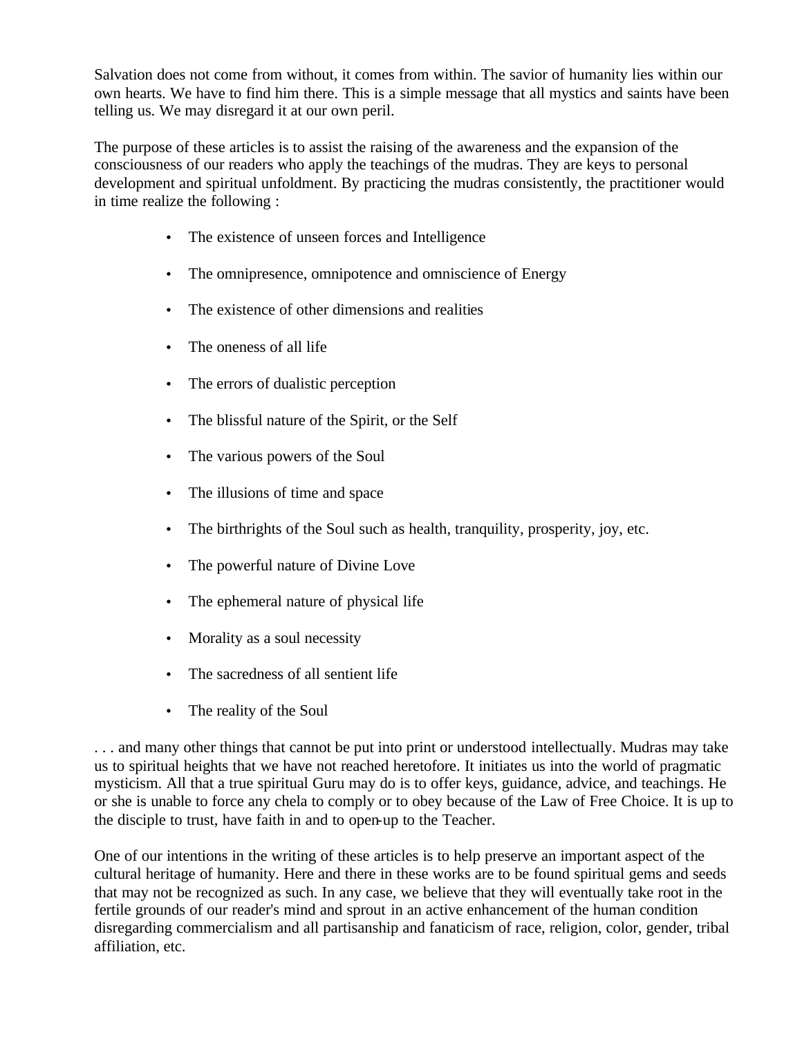Salvation does not come from without, it comes from within. The savior of humanity lies within our own hearts. We have to find him there. This is a simple message that all mystics and saints have been telling us. We may disregard it at our own peril.

The purpose of these articles is to assist the raising of the awareness and the expansion of the consciousness of our readers who apply the teachings of the mudras. They are keys to personal development and spiritual unfoldment. By practicing the mudras consistently, the practitioner would in time realize the following :

- The existence of unseen forces and Intelligence
- The omnipresence, omnipotence and omniscience of Energy
- The existence of other dimensions and realities
- The oneness of all life
- The errors of dualistic perception
- The blissful nature of the Spirit, or the Self
- The various powers of the Soul
- The illusions of time and space
- The birthrights of the Soul such as health, tranquility, prosperity, joy, etc.
- The powerful nature of Divine Love
- The ephemeral nature of physical life
- Morality as a soul necessity
- The sacredness of all sentient life
- The reality of the Soul

. . . and many other things that cannot be put into print or understood intellectually. Mudras may take us to spiritual heights that we have not reached heretofore. It initiates us into the world of pragmatic mysticism. All that a true spiritual Guru may do is to offer keys, guidance, advice, and teachings. He or she is unable to force any chela to comply or to obey because of the Law of Free Choice. It is up to the disciple to trust, have faith in and to open-up to the Teacher.

One of our intentions in the writing of these articles is to help preserve an important aspect of the cultural heritage of humanity. Here and there in these works are to be found spiritual gems and seeds that may not be recognized as such. In any case, we believe that they will eventually take root in the fertile grounds of our reader's mind and sprout in an active enhancement of the human condition disregarding commercialism and all partisanship and fanaticism of race, religion, color, gender, tribal affiliation, etc.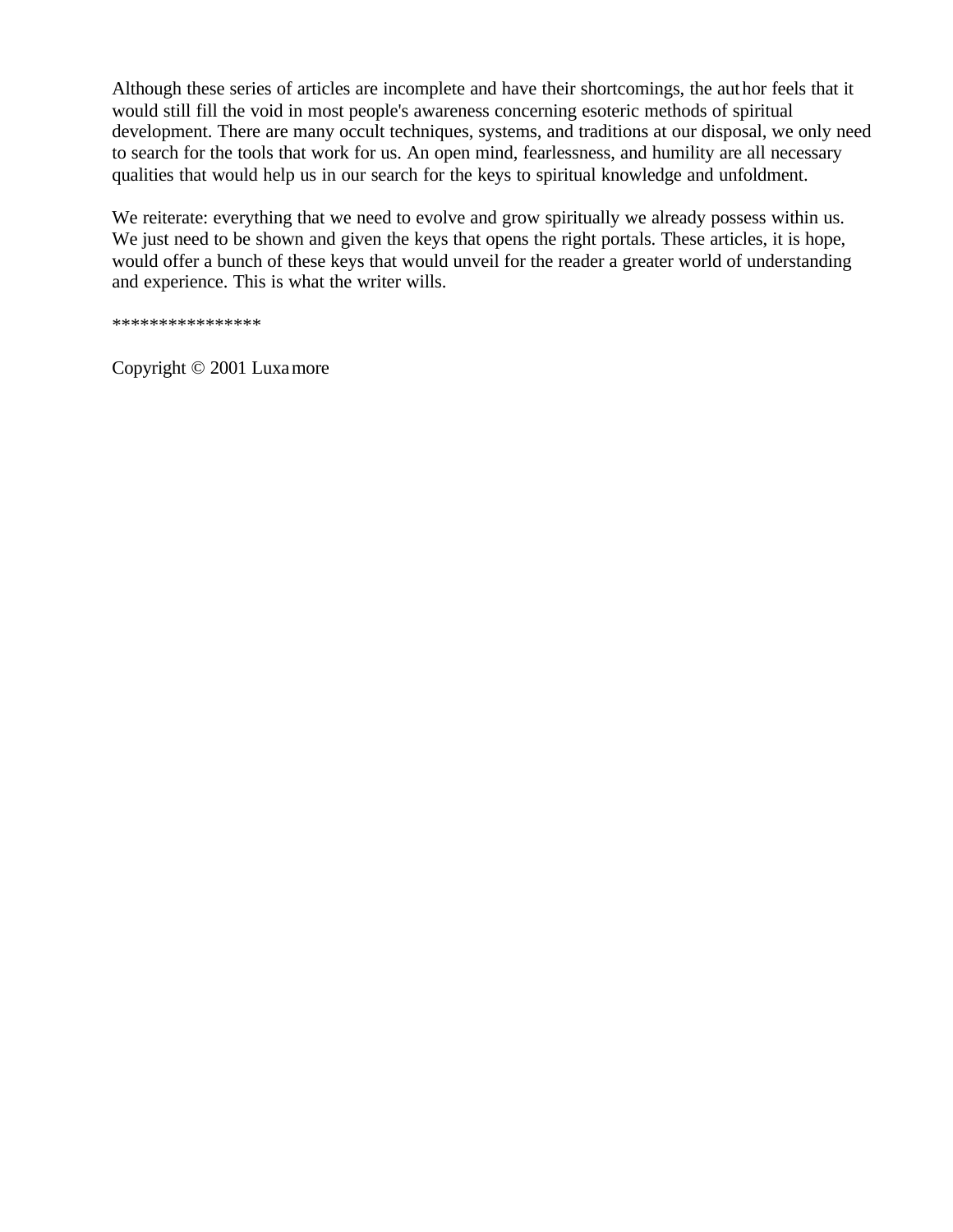Although these series of articles are incomplete and have their shortcomings, the author feels that it would still fill the void in most people's awareness concerning esoteric methods of spiritual development. There are many occult techniques, systems, and traditions at our disposal, we only need to search for the tools that work for us. An open mind, fearlessness, and humility are all necessary qualities that would help us in our search for the keys to spiritual knowledge and unfoldment.

We reiterate: everything that we need to evolve and grow spiritually we already possess within us. We just need to be shown and given the keys that opens the right portals. These articles, it is hope, would offer a bunch of these keys that would unveil for the reader a greater world of understanding and experience. This is what the writer wills.

****************

Copyright © 2001 Luxamore